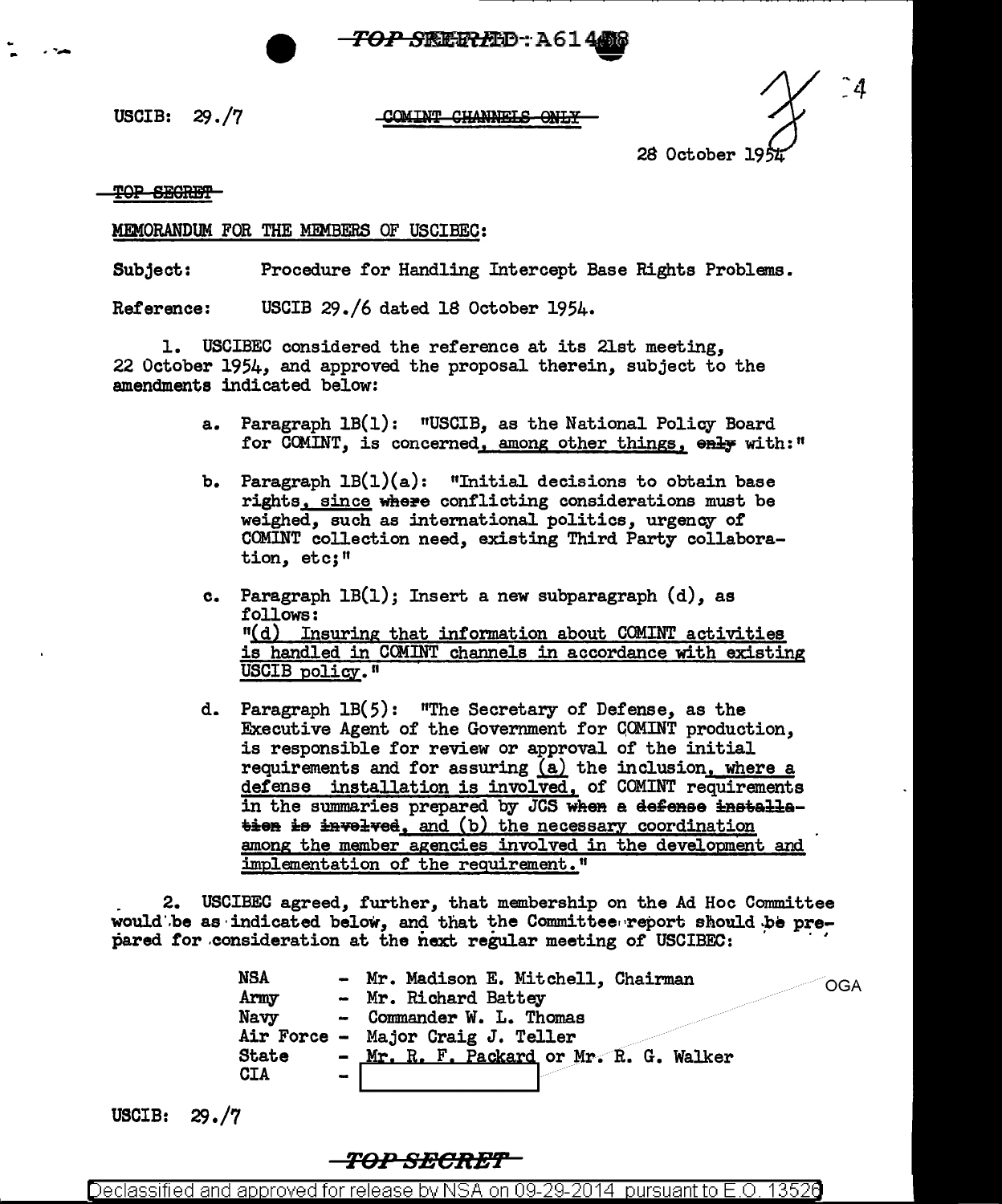TOP SECRET - A61408

USCIB: 29./7

~~COMINT CHANNELS ONLY~~

28 October 1954

~~TOP SECRET~~

MEMORANDUM FOR THE MEMBERS OF USCIBEC:

Subject: Procedure for Handling Intercept Base Rights Problems.

Reference: USCIB 29./6 dated 18 October 1954.

1. USCIBEC considered the reference at its 21st meeting, 22 October 1954, and approved the proposal therein, subject to the amendments indicated below:

   a. Paragraph 1B(1): "USCIB, as the National Policy Board for COMINT, is concerned, among other things, ~~only~~ with:"

   b. Paragraph 1B(1)(a): "Initial decisions to obtain base rights, since ~~where~~ conflicting considerations must be weighed, such as international politics, urgency of COMINT collection need, existing Third Party collaboration, etc;"

   c. Paragraph 1B(1); Insert a new subparagraph (d), as follows:
   "(d) Insuring that information about COMINT activities is handled in COMINT channels in accordance with existing USCIB policy."

   d. Paragraph 1B(5): "The Secretary of Defense, as the Executive Agent of the Government for COMINT production, is responsible for review or approval of the initial requirements and for assuring (a) the inclusion, where a defense installation is involved, of COMINT requirements in the summaries prepared by JCS ~~when a defense installation is involved~~, and (b) the necessary coordination among the member agencies involved in the development and implementation of the requirement."

2. USCIBEC agreed, further, that membership on the Ad Hoc Committee would be as indicated below, and that the Committee report should be prepared for consideration at the next regular meeting of USCIBEC:

| | |
|---|---|
| NSA | - Mr. Madison E. Mitchell, Chairman |
| Army | - Mr. Richard Battey |
| Navy | - Commander W. L. Thomas |
| Air Force | - Major Craig J. Teller |
| State | - Mr. R. F. Packard or Mr. R. G. Walker |
| CIA | - [redacted] |

OGA

USCIB: 29./7

~~TOP SECRET~~

Declassified and approved for release by NSA on 09-29-2014 pursuant to E.O. 13526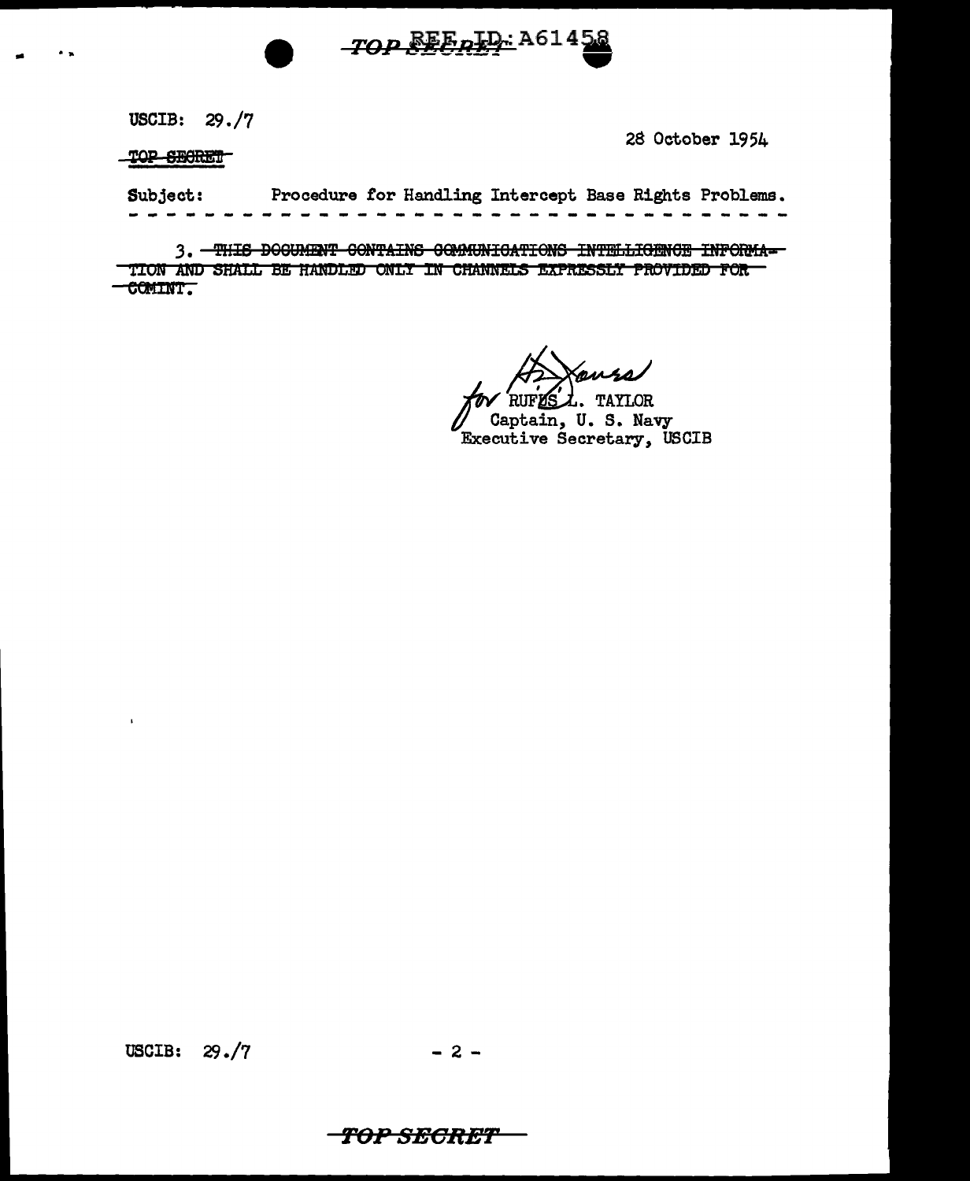USCIB: 29./7

28 October 1954

~~TOP SECRET~~

Subject: Procedure for Handling Intercept Base Rights Problems.

- - - - - - - - - - - - - - - - - - - - - - - - - - - - - - - - - - - -

3. ~~THIS DOCUMENT CONTAINS COMMUNICATIONS INTELLIGENCE INFORMATION AND SHALL BE HANDLED ONLY IN CHANNELS EXPRESSLY PROVIDED FOR COMINT.~~

for RUFUS L. TAYLOR
Captain, U. S. Navy
Executive Secretary, USCIB

USCIB: 29./7